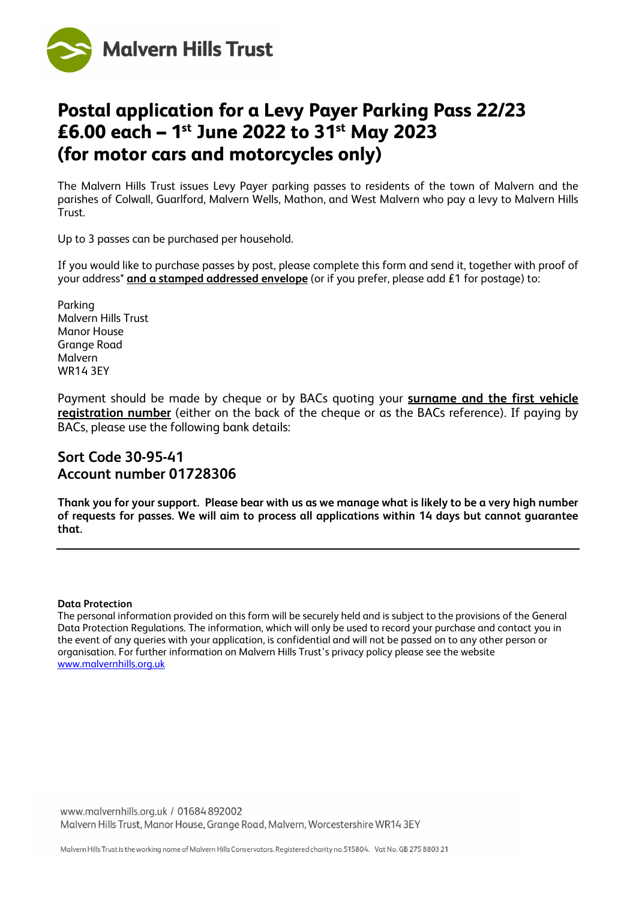Malvern Hills Trust

# Postal application for a Levy Payer Parking Pass 22/23 £6.00 each – 1st June 2022 to 31st May 2023 (for motor cars and motorcycles only)

The Malvern Hills Trust issues Levy Payer parking passes to residents of the town of Malvern and the parishes of Colwall, Guarlford, Malvern Wells, Mathon, and West Malvern who pay a levy to Malvern Hills Trust.

Up to 3 passes can be purchased per household.

If you would like to purchase passes by post, please complete this form and send it, together with proof of your address* **and a stamped addressed envelope** (or if you prefer, please add £1 for postage) to:

Parking
Malvern Hills Trust
Manor House
Grange Road
Malvern
WR14 3EY

Payment should be made by cheque or by BACs quoting your **surname and the first vehicle registration number** (either on the back of the cheque or as the BACs reference). If paying by BACs, please use the following bank details:

## Sort Code 30-95-41
## Account number 01728306

**Thank you for your support. Please bear with us as we manage what is likely to be a very high number of requests for passes. We will aim to process all applications within 14 days but cannot guarantee that.**

---

**Data Protection**
The personal information provided on this form will be securely held and is subject to the provisions of the General Data Protection Regulations. The information, which will only be used to record your purchase and contact you in the event of any queries with your application, is confidential and will not be passed on to any other person or organisation. For further information on Malvern Hills Trust's privacy policy please see the website www.malvernhills.org.uk

www.malvernhills.org.uk / 01684 892002
Malvern Hills Trust, Manor House, Grange Road, Malvern, Worcestershire WR14 3EY

Malvern Hills Trust is the working name of Malvern Hills Conservators. Registered charity no.515804. Vat No. GB 275 8803 21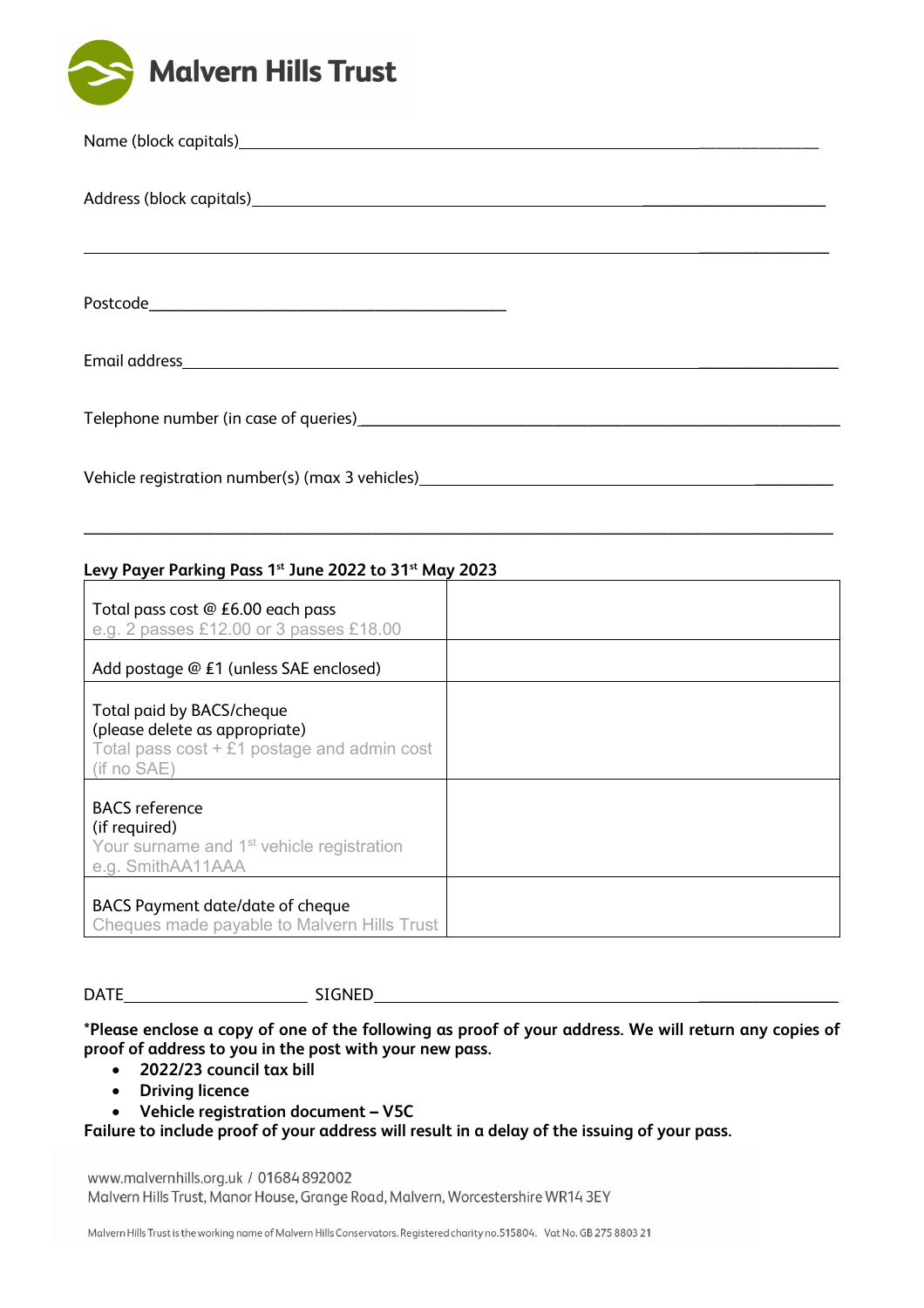Malvern Hills Trust

Name (block capitals)______________________________________________________________________

Address (block capitals)____________________________________________________________________

___________________________________________________________________________________

Postcode________________________________________

Email address_______________________________________________________________________

Telephone number (in case of queries)_______________________________________________________

Vehicle registration number(s) (max 3 vehicles)_________________________________________________

___________________________________________________________________________________

**Levy Payer Parking Pass 1st June 2022 to 31st May 2023**

| | |
|---|---|
| Total pass cost @ £6.00 each pass<br>e.g. 2 passes £12.00 or 3 passes £18.00 | |
| Add postage @ £1 (unless SAE enclosed) | |
| Total paid by BACS/cheque<br>(please delete as appropriate)<br>Total pass cost + £1 postage and admin cost (if no SAE) | |
| BACS reference<br>(if required)<br>Your surname and 1st vehicle registration<br>e.g. SmithAA11AAA | |
| BACS Payment date/date of cheque<br>Cheques made payable to Malvern Hills Trust | |

DATE____________________ SIGNED_____________________________________________

**\*Please enclose a copy of one of the following as proof of your address. We will return any copies of proof of address to you in the post with your new pass.**

- **2022/23 council tax bill**
- **Driving licence**
- **Vehicle registration document – V5C**

**Failure to include proof of your address will result in a delay of the issuing of your pass.**

www.malvernhills.org.uk / 01684 892002
Malvern Hills Trust, Manor House, Grange Road, Malvern, Worcestershire WR14 3EY

Malvern Hills Trust is the working name of Malvern Hills Conservators. Registered charity no.515804. Vat No. GB 275 8803 21